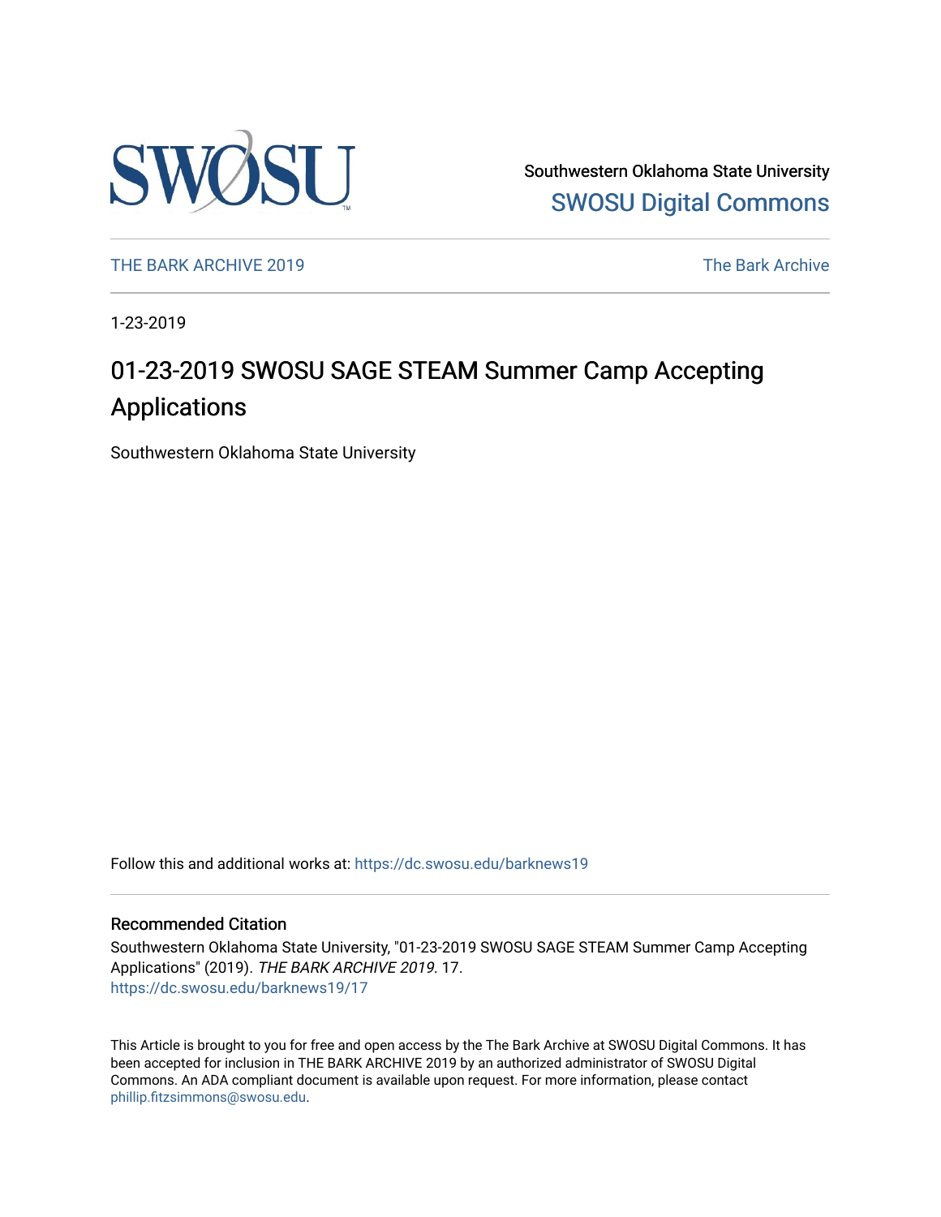Southwestern Oklahoma State University

[SWOSU Digital Commons](https://dc.swosu.edu)

THE BARK ARCHIVE 2019 | The Bark Archive

1-23-2019

# 01-23-2019 SWOSU SAGE STEAM Summer Camp Accepting Applications

Southwestern Oklahoma State University

Follow this and additional works at: https://dc.swosu.edu/barknews19

## Recommended Citation

Southwestern Oklahoma State University, "01-23-2019 SWOSU SAGE STEAM Summer Camp Accepting Applications" (2019). *THE BARK ARCHIVE 2019*. 17.
https://dc.swosu.edu/barknews19/17

This Article is brought to you for free and open access by the The Bark Archive at SWOSU Digital Commons. It has been accepted for inclusion in THE BARK ARCHIVE 2019 by an authorized administrator of SWOSU Digital Commons. An ADA compliant document is available upon request. For more information, please contact phillip.fitzsimmons@swosu.edu.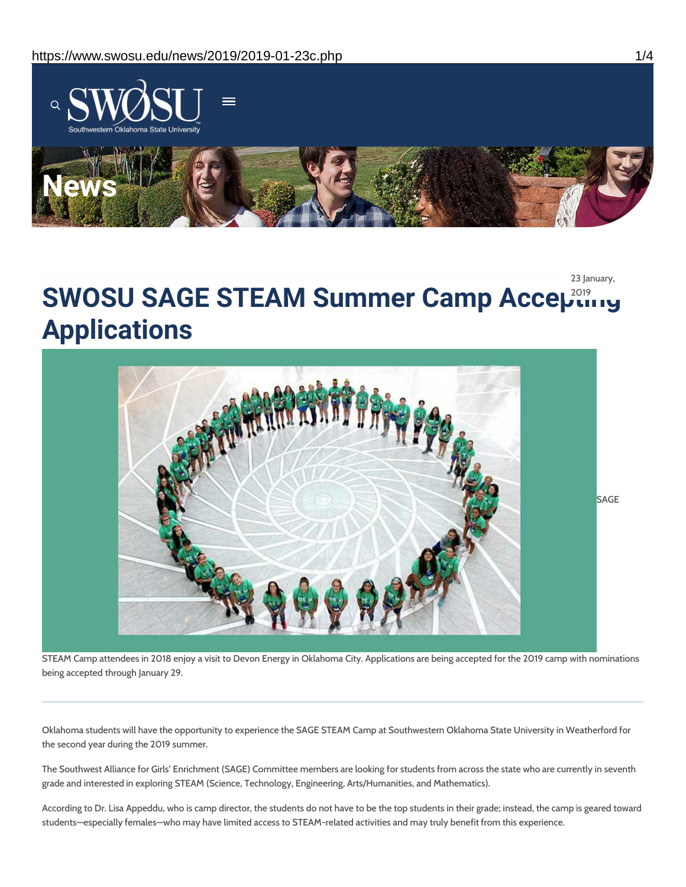# SWOSU SAGE STEAM Summer Camp Accepting Applications

23 January, 2019

SAGE STEAM Camp attendees in 2018 enjoy a visit to Devon Energy in Oklahoma City. Applications are being accepted for the 2019 camp with nominations being accepted through January 29.

---

Oklahoma students will have the opportunity to experience the SAGE STEAM Camp at Southwestern Oklahoma State University in Weatherford for the second year during the 2019 summer.

The Southwest Alliance for Girls' Enrichment (SAGE) Committee members are looking for students from across the state who are currently in seventh grade and interested in exploring STEAM (Science, Technology, Engineering, Arts/Humanities, and Mathematics).

According to Dr. Lisa Appeddu, who is camp director, the students do not have to be the top students in their grade; instead, the camp is geared toward students—especially females—who may have limited access to STEAM-related activities and may truly benefit from this experience.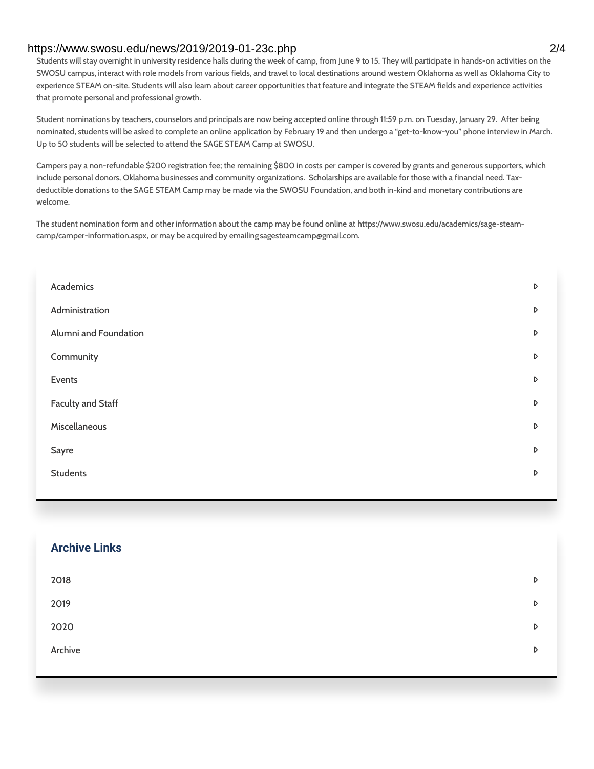Students will stay overnight in university residence halls during the week of camp, from June 9 to 15. They will participate in hands-on activities on the SWOSU campus, interact with role models from various fields, and travel to local destinations around western Oklahoma as well as Oklahoma City to experience STEAM on-site. Students will also learn about career opportunities that feature and integrate the STEAM fields and experience activities that promote personal and professional growth.

Student nominations by teachers, counselors and principals are now being accepted online through 11:59 p.m. on Tuesday, January 29. After being nominated, students will be asked to complete an online application by February 19 and then undergo a "get-to-know-you" phone interview in March. Up to 50 students will be selected to attend the SAGE STEAM Camp at SWOSU.

Campers pay a non-refundable $200 registration fee; the remaining $800 in costs per camper is covered by grants and generous supporters, which include personal donors, Oklahoma businesses and community organizations. Scholarships are available for those with a financial need. Tax-deductible donations to the SAGE STEAM Camp may be made via the SWOSU Foundation, and both in-kind and monetary contributions are welcome.

The student nomination form and other information about the camp may be found online at https://www.swosu.edu/academics/sage-steam-camp/camper-information.aspx, or may be acquired by emailing sagesteamcamp@gmail.com.

- Academics
- Administration
- Alumni and Foundation
- Community
- Events
- Faculty and Staff
- Miscellaneous
- Sayre
- Students

## Archive Links

- 2018
- 2019
- 2020
- Archive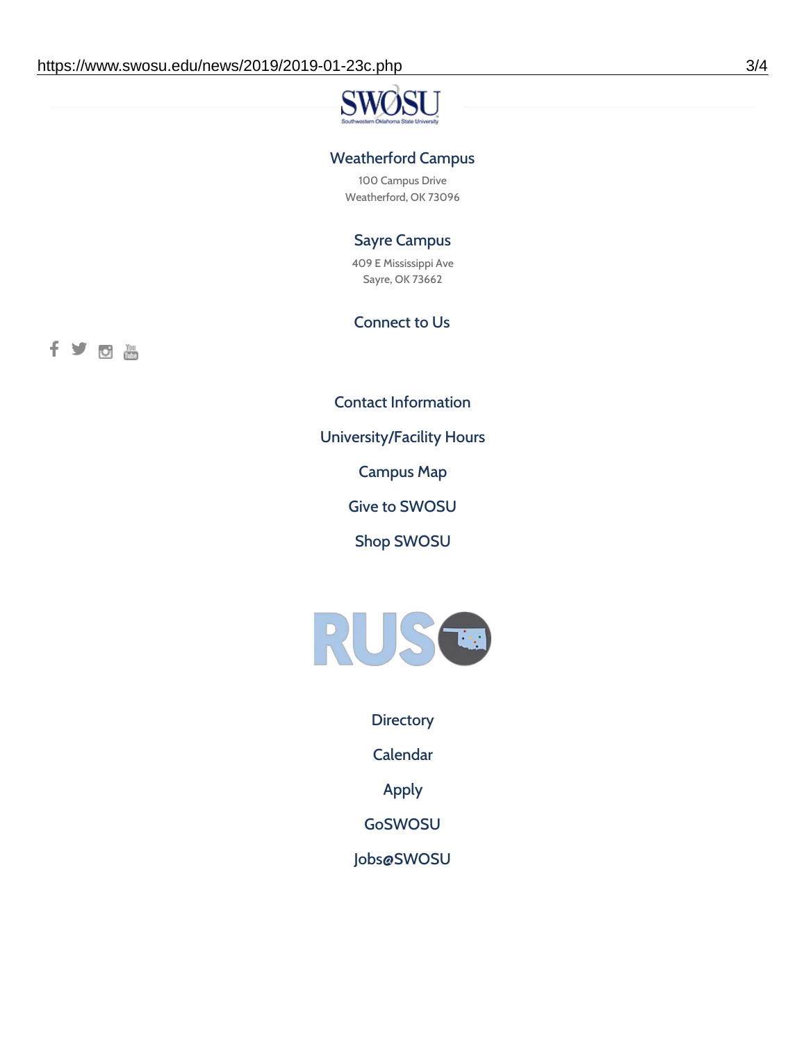Weatherford Campus

100 Campus Drive
Weatherford, OK 73096

Sayre Campus

409 E Mississippi Ave
Sayre, OK 73662

Connect to Us

Contact Information

University/Facility Hours

Campus Map

Give to SWOSU

Shop SWOSU

Directory

Calendar

Apply

GoSWOSU

Jobs@SWOSU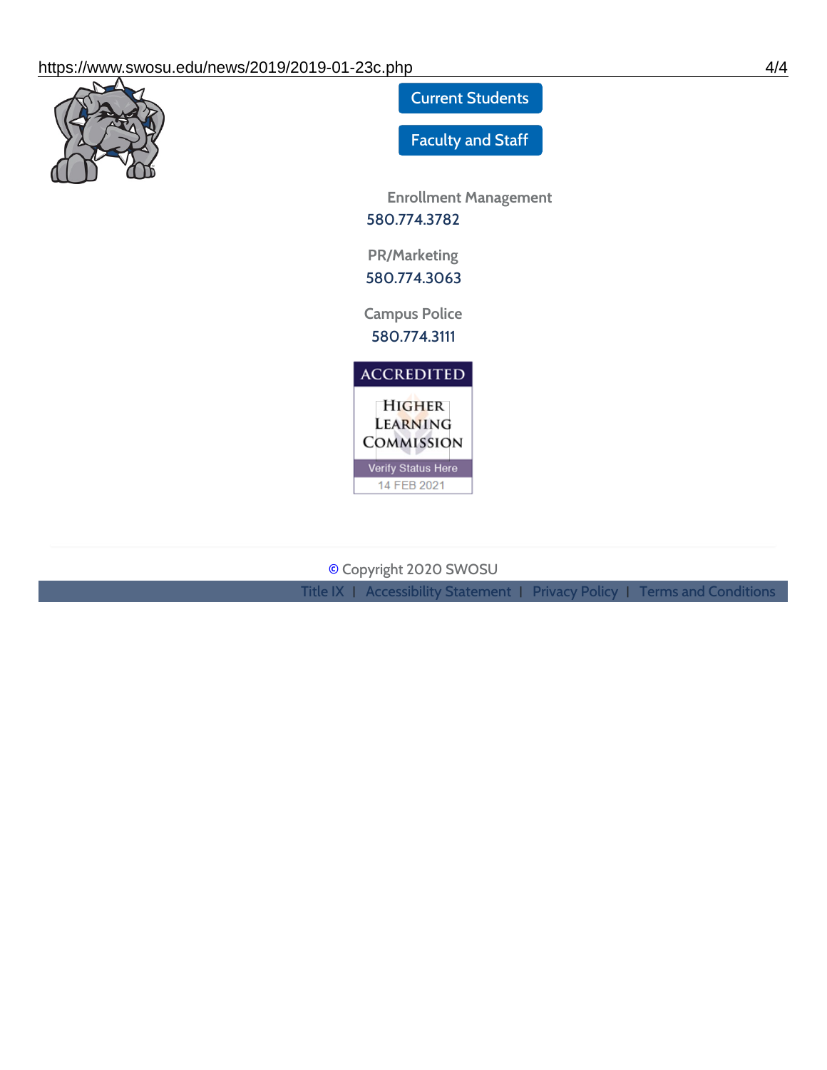Current Students

Faculty and Staff

Enrollment Management
580.774.3782

PR/Marketing
580.774.3063

Campus Police
580.774.3111

ACCREDITED

HIGHER LEARNING COMMISSION

Verify Status Here

14 FEB 2021

© Copyright 2020 SWOSU

Title IX | Accessibility Statement | Privacy Policy | Terms and Conditions